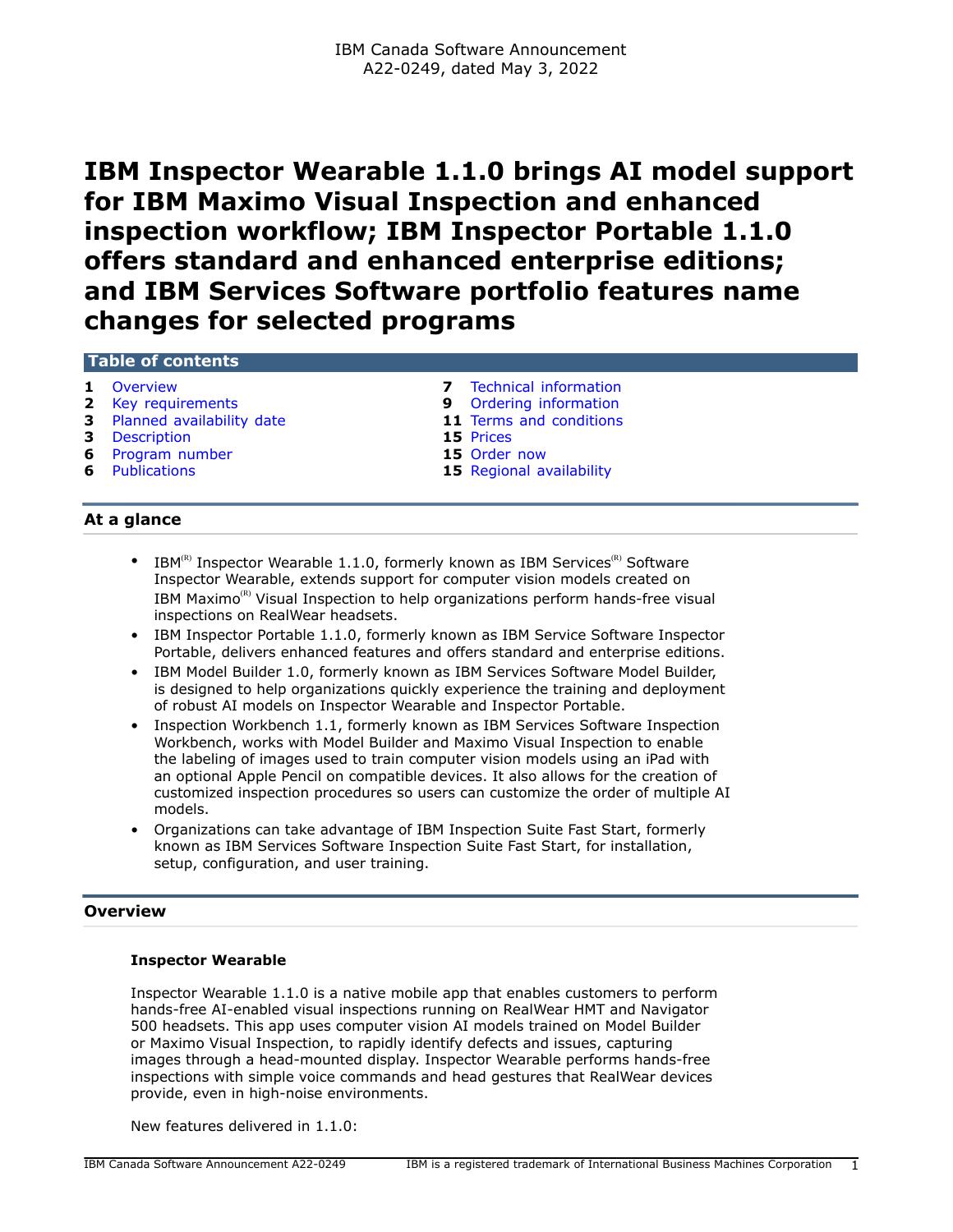IBM Canada Software Announcement
A22-0249, dated May 3, 2022

# IBM Inspector Wearable 1.1.0 brings AI model support for IBM Maximo Visual Inspection and enhanced inspection workflow; IBM Inspector Portable 1.1.0 offers standard and enhanced enterprise editions; and IBM Services Software portfolio features name changes for selected programs

## Table of contents

| | | | |
|---|---|---|---|
| **1** | Overview | **7** | Technical information |
| **2** | Key requirements | **9** | Ordering information |
| **3** | Planned availability date | **11** | Terms and conditions |
| **3** | Description | **15** | Prices |
| **6** | Program number | **15** | Order now |
| **6** | Publications | **15** | Regional availability |

## At a glance

- IBM(R) Inspector Wearable 1.1.0, formerly known as IBM Services(R) Software Inspector Wearable, extends support for computer vision models created on IBM Maximo(R) Visual Inspection to help organizations perform hands-free visual inspections on RealWear headsets.
- IBM Inspector Portable 1.1.0, formerly known as IBM Service Software Inspector Portable, delivers enhanced features and offers standard and enterprise editions.
- IBM Model Builder 1.0, formerly known as IBM Services Software Model Builder, is designed to help organizations quickly experience the training and deployment of robust AI models on Inspector Wearable and Inspector Portable.
- Inspection Workbench 1.1, formerly known as IBM Services Software Inspection Workbench, works with Model Builder and Maximo Visual Inspection to enable the labeling of images used to train computer vision models using an iPad with an optional Apple Pencil on compatible devices. It also allows for the creation of customized inspection procedures so users can customize the order of multiple AI models.
- Organizations can take advantage of IBM Inspection Suite Fast Start, formerly known as IBM Services Software Inspection Suite Fast Start, for installation, setup, configuration, and user training.

## Overview

### Inspector Wearable

Inspector Wearable 1.1.0 is a native mobile app that enables customers to perform hands-free AI-enabled visual inspections running on RealWear HMT and Navigator 500 headsets. This app uses computer vision AI models trained on Model Builder or Maximo Visual Inspection, to rapidly identify defects and issues, capturing images through a head-mounted display. Inspector Wearable performs hands-free inspections with simple voice commands and head gestures that RealWear devices provide, even in high-noise environments.

New features delivered in 1.1.0: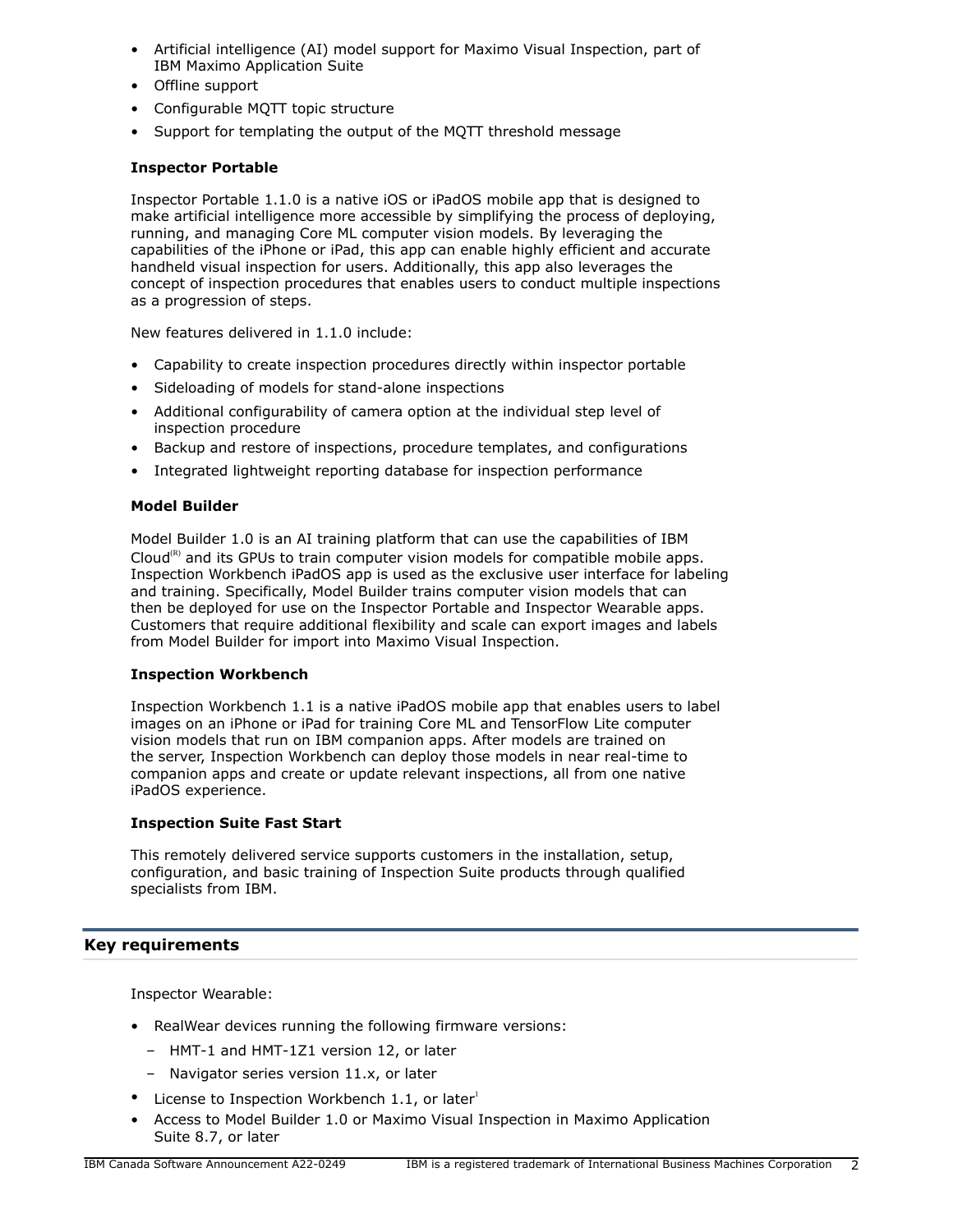- Artificial intelligence (AI) model support for Maximo Visual Inspection, part of IBM Maximo Application Suite
- Offline support
- Configurable MQTT topic structure
- Support for templating the output of the MQTT threshold message

**Inspector Portable**

Inspector Portable 1.1.0 is a native iOS or iPadOS mobile app that is designed to make artificial intelligence more accessible by simplifying the process of deploying, running, and managing Core ML computer vision models. By leveraging the capabilities of the iPhone or iPad, this app can enable highly efficient and accurate handheld visual inspection for users. Additionally, this app also leverages the concept of inspection procedures that enables users to conduct multiple inspections as a progression of steps.

New features delivered in 1.1.0 include:

- Capability to create inspection procedures directly within inspector portable
- Sideloading of models for stand-alone inspections
- Additional configurability of camera option at the individual step level of inspection procedure
- Backup and restore of inspections, procedure templates, and configurations
- Integrated lightweight reporting database for inspection performance

**Model Builder**

Model Builder 1.0 is an AI training platform that can use the capabilities of IBM Cloud(R) and its GPUs to train computer vision models for compatible mobile apps. Inspection Workbench iPadOS app is used as the exclusive user interface for labeling and training. Specifically, Model Builder trains computer vision models that can then be deployed for use on the Inspector Portable and Inspector Wearable apps. Customers that require additional flexibility and scale can export images and labels from Model Builder for import into Maximo Visual Inspection.

**Inspection Workbench**

Inspection Workbench 1.1 is a native iPadOS mobile app that enables users to label images on an iPhone or iPad for training Core ML and TensorFlow Lite computer vision models that run on IBM companion apps. After models are trained on the server, Inspection Workbench can deploy those models in near real-time to companion apps and create or update relevant inspections, all from one native iPadOS experience.

**Inspection Suite Fast Start**

This remotely delivered service supports customers in the installation, setup, configuration, and basic training of Inspection Suite products through qualified specialists from IBM.

## Key requirements

Inspector Wearable:

- RealWear devices running the following firmware versions:
  - HMT-1 and HMT-1Z1 version 12, or later
  - Navigator series version 11.x, or later
- License to Inspection Workbench 1.1, or later[1]
- Access to Model Builder 1.0 or Maximo Visual Inspection in Maximo Application Suite 8.7, or later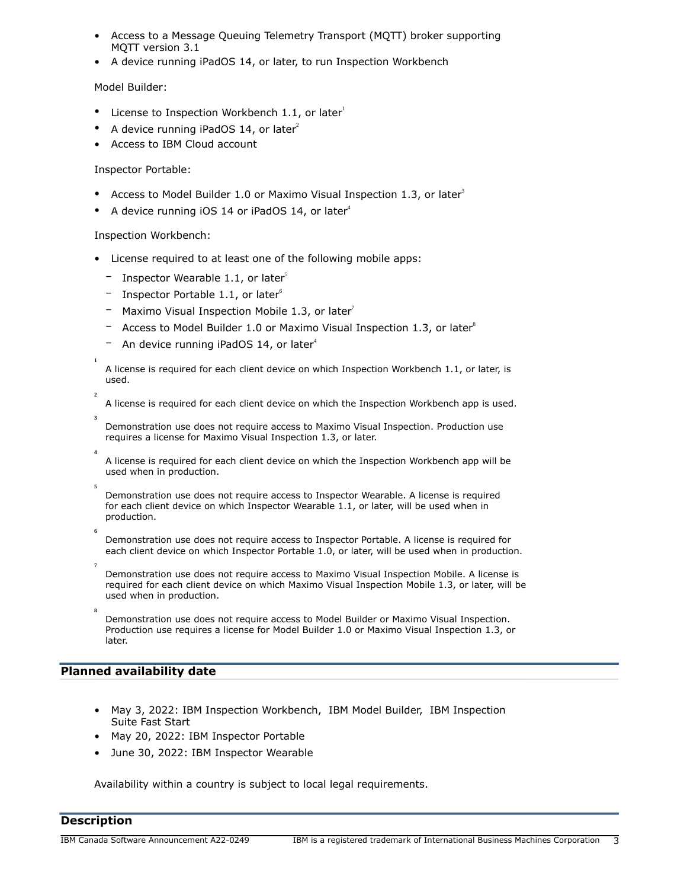- Access to a Message Queuing Telemetry Transport (MQTT) broker supporting MQTT version 3.1
- A device running iPadOS 14, or later, to run Inspection Workbench

Model Builder:

- License to Inspection Workbench 1.1, or later[1]
- A device running iPadOS 14, or later[2]
- Access to IBM Cloud account

Inspector Portable:

- Access to Model Builder 1.0 or Maximo Visual Inspection 1.3, or later[3]
- A device running iOS 14 or iPadOS 14, or later[4]

Inspection Workbench:

- License required to at least one of the following mobile apps:
  - Inspector Wearable 1.1, or later[5]
  - Inspector Portable 1.1, or later[6]
  - Maximo Visual Inspection Mobile 1.3, or later[7]
  - Access to Model Builder 1.0 or Maximo Visual Inspection 1.3, or later[8]
  - An device running iPadOS 14, or later[4]

[1] A license is required for each client device on which Inspection Workbench 1.1, or later, is used.

[2] A license is required for each client device on which the Inspection Workbench app is used.

[3] Demonstration use does not require access to Maximo Visual Inspection. Production use requires a license for Maximo Visual Inspection 1.3, or later.

[4] A license is required for each client device on which the Inspection Workbench app will be used when in production.

[5] Demonstration use does not require access to Inspector Wearable. A license is required for each client device on which Inspector Wearable 1.1, or later, will be used when in production.

[6] Demonstration use does not require access to Inspector Portable. A license is required for each client device on which Inspector Portable 1.0, or later, will be used when in production.

[7] Demonstration use does not require access to Maximo Visual Inspection Mobile. A license is required for each client device on which Maximo Visual Inspection Mobile 1.3, or later, will be used when in production.

[8] Demonstration use does not require access to Model Builder or Maximo Visual Inspection. Production use requires a license for Model Builder 1.0 or Maximo Visual Inspection 1.3, or later.

## Planned availability date

- May 3, 2022: IBM Inspection Workbench, IBM Model Builder, IBM Inspection Suite Fast Start
- May 20, 2022: IBM Inspector Portable
- June 30, 2022: IBM Inspector Wearable

Availability within a country is subject to local legal requirements.

## Description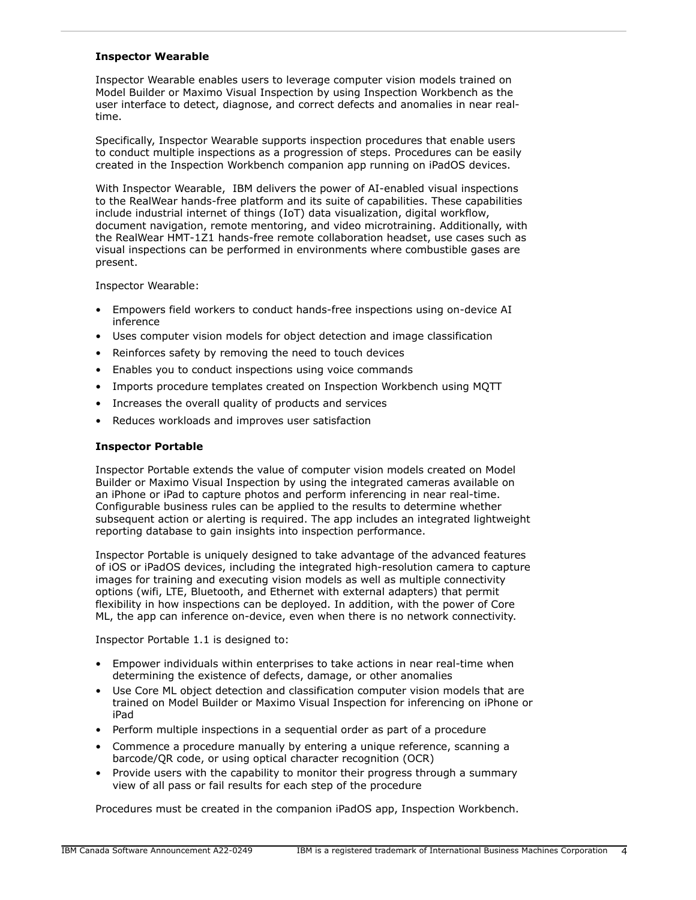**Inspector Wearable**

Inspector Wearable enables users to leverage computer vision models trained on Model Builder or Maximo Visual Inspection by using Inspection Workbench as the user interface to detect, diagnose, and correct defects and anomalies in near real-time.

Specifically, Inspector Wearable supports inspection procedures that enable users to conduct multiple inspections as a progression of steps. Procedures can be easily created in the Inspection Workbench companion app running on iPadOS devices.

With Inspector Wearable, IBM delivers the power of AI-enabled visual inspections to the RealWear hands-free platform and its suite of capabilities. These capabilities include industrial internet of things (IoT) data visualization, digital workflow, document navigation, remote mentoring, and video microtraining. Additionally, with the RealWear HMT-1Z1 hands-free remote collaboration headset, use cases such as visual inspections can be performed in environments where combustible gases are present.

Inspector Wearable:

- Empowers field workers to conduct hands-free inspections using on-device AI inference
- Uses computer vision models for object detection and image classification
- Reinforces safety by removing the need to touch devices
- Enables you to conduct inspections using voice commands
- Imports procedure templates created on Inspection Workbench using MQTT
- Increases the overall quality of products and services
- Reduces workloads and improves user satisfaction

**Inspector Portable**

Inspector Portable extends the value of computer vision models created on Model Builder or Maximo Visual Inspection by using the integrated cameras available on an iPhone or iPad to capture photos and perform inferencing in near real-time. Configurable business rules can be applied to the results to determine whether subsequent action or alerting is required. The app includes an integrated lightweight reporting database to gain insights into inspection performance.

Inspector Portable is uniquely designed to take advantage of the advanced features of iOS or iPadOS devices, including the integrated high-resolution camera to capture images for training and executing vision models as well as multiple connectivity options (wifi, LTE, Bluetooth, and Ethernet with external adapters) that permit flexibility in how inspections can be deployed. In addition, with the power of Core ML, the app can inference on-device, even when there is no network connectivity.

Inspector Portable 1.1 is designed to:

- Empower individuals within enterprises to take actions in near real-time when determining the existence of defects, damage, or other anomalies
- Use Core ML object detection and classification computer vision models that are trained on Model Builder or Maximo Visual Inspection for inferencing on iPhone or iPad
- Perform multiple inspections in a sequential order as part of a procedure
- Commence a procedure manually by entering a unique reference, scanning a barcode/QR code, or using optical character recognition (OCR)
- Provide users with the capability to monitor their progress through a summary view of all pass or fail results for each step of the procedure

Procedures must be created in the companion iPadOS app, Inspection Workbench.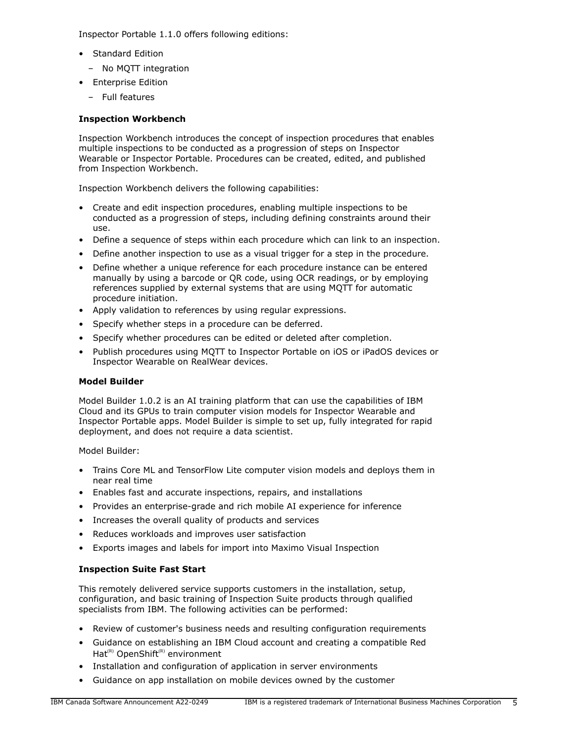Inspector Portable 1.1.0 offers following editions:

- Standard Edition
  - No MQTT integration
- Enterprise Edition
  - Full features

**Inspection Workbench**

Inspection Workbench introduces the concept of inspection procedures that enables multiple inspections to be conducted as a progression of steps on Inspector Wearable or Inspector Portable. Procedures can be created, edited, and published from Inspection Workbench.

Inspection Workbench delivers the following capabilities:

- Create and edit inspection procedures, enabling multiple inspections to be conducted as a progression of steps, including defining constraints around their use.
- Define a sequence of steps within each procedure which can link to an inspection.
- Define another inspection to use as a visual trigger for a step in the procedure.
- Define whether a unique reference for each procedure instance can be entered manually by using a barcode or QR code, using OCR readings, or by employing references supplied by external systems that are using MQTT for automatic procedure initiation.
- Apply validation to references by using regular expressions.
- Specify whether steps in a procedure can be deferred.
- Specify whether procedures can be edited or deleted after completion.
- Publish procedures using MQTT to Inspector Portable on iOS or iPadOS devices or Inspector Wearable on RealWear devices.

**Model Builder**

Model Builder 1.0.2 is an AI training platform that can use the capabilities of IBM Cloud and its GPUs to train computer vision models for Inspector Wearable and Inspector Portable apps. Model Builder is simple to set up, fully integrated for rapid deployment, and does not require a data scientist.

Model Builder:

- Trains Core ML and TensorFlow Lite computer vision models and deploys them in near real time
- Enables fast and accurate inspections, repairs, and installations
- Provides an enterprise-grade and rich mobile AI experience for inference
- Increases the overall quality of products and services
- Reduces workloads and improves user satisfaction
- Exports images and labels for import into Maximo Visual Inspection

**Inspection Suite Fast Start**

This remotely delivered service supports customers in the installation, setup, configuration, and basic training of Inspection Suite products through qualified specialists from IBM. The following activities can be performed:

- Review of customer's business needs and resulting configuration requirements
- Guidance on establishing an IBM Cloud account and creating a compatible Red Hat(R) OpenShift(R) environment
- Installation and configuration of application in server environments
- Guidance on app installation on mobile devices owned by the customer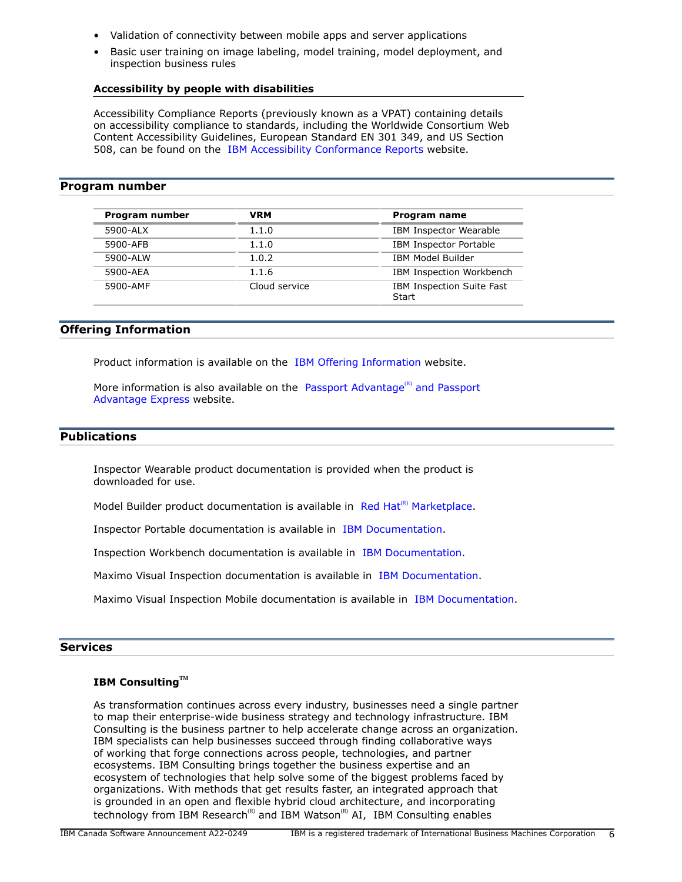- Validation of connectivity between mobile apps and server applications
- Basic user training on image labeling, model training, model deployment, and inspection business rules

### Accessibility by people with disabilities

Accessibility Compliance Reports (previously known as a VPAT) containing details on accessibility compliance to standards, including the Worldwide Consortium Web Content Accessibility Guidelines, European Standard EN 301 349, and US Section 508, can be found on the IBM Accessibility Conformance Reports website.

## Program number

| Program number | VRM | Program name |
|---|---|---|
| 5900-ALX | 1.1.0 | IBM Inspector Wearable |
| 5900-AFB | 1.1.0 | IBM Inspector Portable |
| 5900-ALW | 1.0.2 | IBM Model Builder |
| 5900-AEA | 1.1.6 | IBM Inspection Workbench |
| 5900-AMF | Cloud service | IBM Inspection Suite Fast Start |

## Offering Information

Product information is available on the IBM Offering Information website.

More information is also available on the Passport Advantage(R) and Passport Advantage Express website.

## Publications

Inspector Wearable product documentation is provided when the product is downloaded for use.

Model Builder product documentation is available in Red Hat(R) Marketplace.

Inspector Portable documentation is available in IBM Documentation.

Inspection Workbench documentation is available in IBM Documentation.

Maximo Visual Inspection documentation is available in IBM Documentation.

Maximo Visual Inspection Mobile documentation is available in IBM Documentation.

## Services

### IBM Consulting(TM)

As transformation continues across every industry, businesses need a single partner to map their enterprise-wide business strategy and technology infrastructure. IBM Consulting is the business partner to help accelerate change across an organization. IBM specialists can help businesses succeed through finding collaborative ways of working that forge connections across people, technologies, and partner ecosystems. IBM Consulting brings together the business expertise and an ecosystem of technologies that help solve some of the biggest problems faced by organizations. With methods that get results faster, an integrated approach that is grounded in an open and flexible hybrid cloud architecture, and incorporating technology from IBM Research(R) and IBM Watson(R) AI, IBM Consulting enables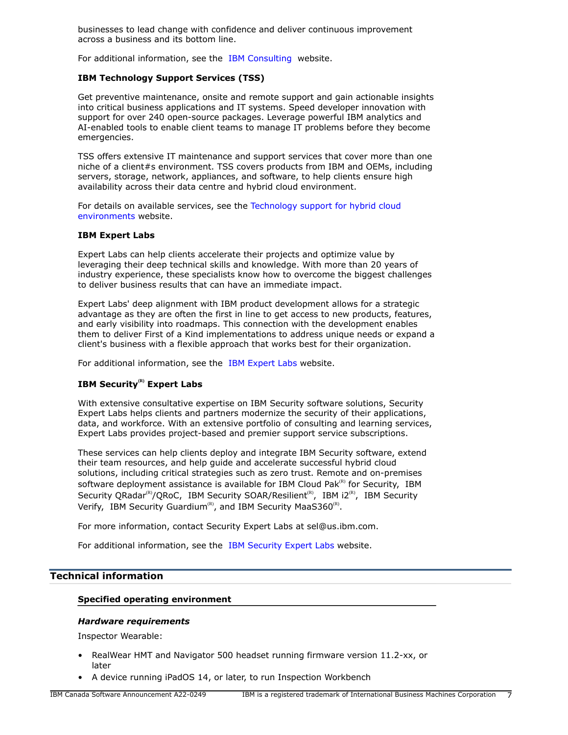businesses to lead change with confidence and deliver continuous improvement across a business and its bottom line.

For additional information, see the IBM Consulting website.

**IBM Technology Support Services (TSS)**

Get preventive maintenance, onsite and remote support and gain actionable insights into critical business applications and IT systems. Speed developer innovation with support for over 240 open-source packages. Leverage powerful IBM analytics and AI-enabled tools to enable client teams to manage IT problems before they become emergencies.

TSS offers extensive IT maintenance and support services that cover more than one niche of a client#s environment. TSS covers products from IBM and OEMs, including servers, storage, network, appliances, and software, to help clients ensure high availability across their data centre and hybrid cloud environment.

For details on available services, see the Technology support for hybrid cloud environments website.

**IBM Expert Labs**

Expert Labs can help clients accelerate their projects and optimize value by leveraging their deep technical skills and knowledge. With more than 20 years of industry experience, these specialists know how to overcome the biggest challenges to deliver business results that can have an immediate impact.

Expert Labs' deep alignment with IBM product development allows for a strategic advantage as they are often the first in line to get access to new products, features, and early visibility into roadmaps. This connection with the development enables them to deliver First of a Kind implementations to address unique needs or expand a client's business with a flexible approach that works best for their organization.

For additional information, see the IBM Expert Labs website.

**IBM Security(R) Expert Labs**

With extensive consultative expertise on IBM Security software solutions, Security Expert Labs helps clients and partners modernize the security of their applications, data, and workforce. With an extensive portfolio of consulting and learning services, Expert Labs provides project-based and premier support service subscriptions.

These services can help clients deploy and integrate IBM Security software, extend their team resources, and help guide and accelerate successful hybrid cloud solutions, including critical strategies such as zero trust. Remote and on-premises software deployment assistance is available for IBM Cloud Pak(R) for Security, IBM Security QRadar(R)/QRoC, IBM Security SOAR/Resilient(R), IBM i2(R), IBM Security Verify, IBM Security Guardium(R), and IBM Security MaaS360(R).

For more information, contact Security Expert Labs at sel@us.ibm.com.

For additional information, see the IBM Security Expert Labs website.

## Technical information

### Specified operating environment

#### *Hardware requirements*

Inspector Wearable:

- RealWear HMT and Navigator 500 headset running firmware version 11.2-xx, or later
- A device running iPadOS 14, or later, to run Inspection Workbench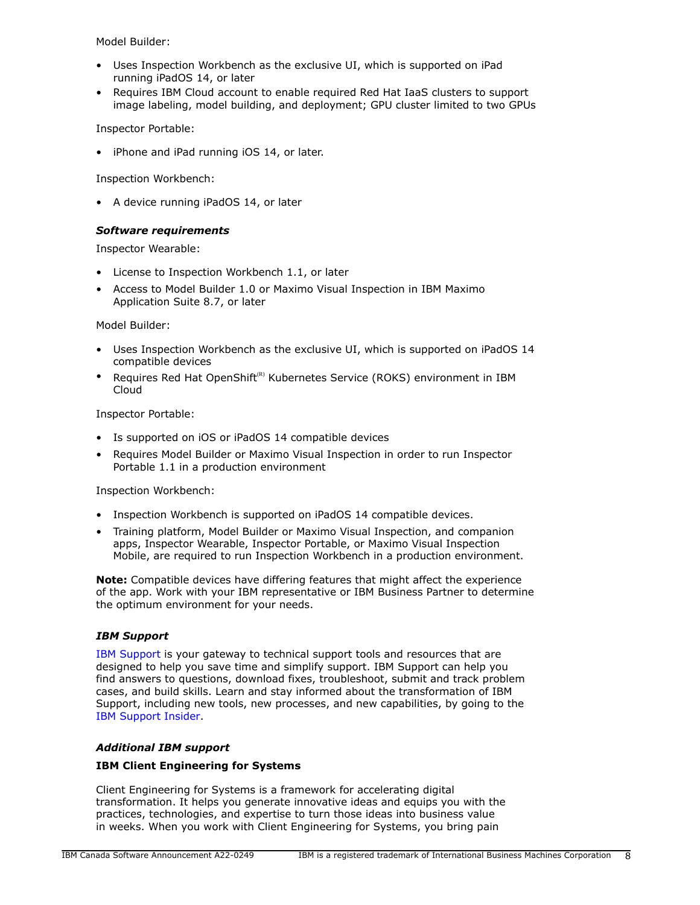Model Builder:

- Uses Inspection Workbench as the exclusive UI, which is supported on iPad running iPadOS 14, or later
- Requires IBM Cloud account to enable required Red Hat IaaS clusters to support image labeling, model building, and deployment; GPU cluster limited to two GPUs

Inspector Portable:

- iPhone and iPad running iOS 14, or later.

Inspection Workbench:

- A device running iPadOS 14, or later

### *Software requirements*

Inspector Wearable:

- License to Inspection Workbench 1.1, or later
- Access to Model Builder 1.0 or Maximo Visual Inspection in IBM Maximo Application Suite 8.7, or later

Model Builder:

- Uses Inspection Workbench as the exclusive UI, which is supported on iPadOS 14 compatible devices
- Requires Red Hat OpenShift(R) Kubernetes Service (ROKS) environment in IBM Cloud

Inspector Portable:

- Is supported on iOS or iPadOS 14 compatible devices
- Requires Model Builder or Maximo Visual Inspection in order to run Inspector Portable 1.1 in a production environment

Inspection Workbench:

- Inspection Workbench is supported on iPadOS 14 compatible devices.
- Training platform, Model Builder or Maximo Visual Inspection, and companion apps, Inspector Wearable, Inspector Portable, or Maximo Visual Inspection Mobile, are required to run Inspection Workbench in a production environment.

**Note:** Compatible devices have differing features that might affect the experience of the app. Work with your IBM representative or IBM Business Partner to determine the optimum environment for your needs.

### *IBM Support*

IBM Support is your gateway to technical support tools and resources that are designed to help you save time and simplify support. IBM Support can help you find answers to questions, download fixes, troubleshoot, submit and track problem cases, and build skills. Learn and stay informed about the transformation of IBM Support, including new tools, new processes, and new capabilities, by going to the IBM Support Insider.

### *Additional IBM support*

#### IBM Client Engineering for Systems

Client Engineering for Systems is a framework for accelerating digital transformation. It helps you generate innovative ideas and equips you with the practices, technologies, and expertise to turn those ideas into business value in weeks. When you work with Client Engineering for Systems, you bring pain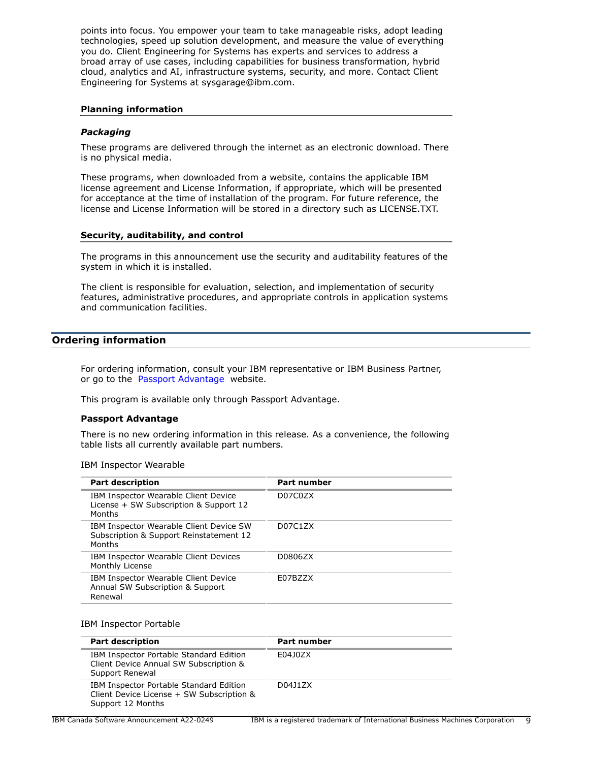points into focus. You empower your team to take manageable risks, adopt leading technologies, speed up solution development, and measure the value of everything you do. Client Engineering for Systems has experts and services to address a broad array of use cases, including capabilities for business transformation, hybrid cloud, analytics and AI, infrastructure systems, security, and more. Contact Client Engineering for Systems at sysgarage@ibm.com.

### Planning information

#### *Packaging*

These programs are delivered through the internet as an electronic download. There is no physical media.

These programs, when downloaded from a website, contains the applicable IBM license agreement and License Information, if appropriate, which will be presented for acceptance at the time of installation of the program. For future reference, the license and License Information will be stored in a directory such as LICENSE.TXT.

### Security, auditability, and control

The programs in this announcement use the security and auditability features of the system in which it is installed.

The client is responsible for evaluation, selection, and implementation of security features, administrative procedures, and appropriate controls in application systems and communication facilities.

## Ordering information

For ordering information, consult your IBM representative or IBM Business Partner, or go to the Passport Advantage website.

This program is available only through Passport Advantage.

### Passport Advantage

There is no new ordering information in this release. As a convenience, the following table lists all currently available part numbers.

IBM Inspector Wearable

| Part description | Part number |
|---|---|
| IBM Inspector Wearable Client Device License + SW Subscription & Support 12 Months | D07C0ZX |
| IBM Inspector Wearable Client Device SW Subscription & Support Reinstatement 12 Months | D07C1ZX |
| IBM Inspector Wearable Client Devices Monthly License | D0806ZX |
| IBM Inspector Wearable Client Device Annual SW Subscription & Support Renewal | E07BZZX |

IBM Inspector Portable

| Part description | Part number |
|---|---|
| IBM Inspector Portable Standard Edition Client Device Annual SW Subscription & Support Renewal | E04J0ZX |
| IBM Inspector Portable Standard Edition Client Device License + SW Subscription & Support 12 Months | D04J1ZX |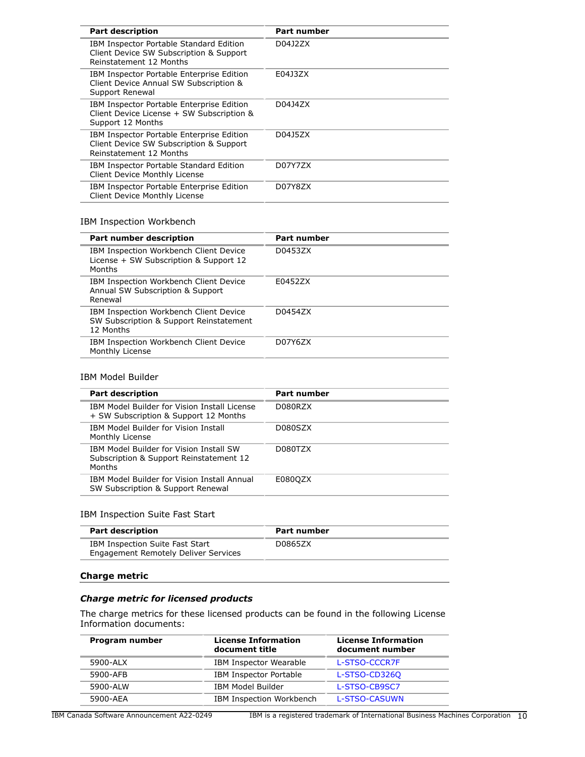| Part description | Part number |
|---|---|
| IBM Inspector Portable Standard Edition Client Device SW Subscription & Support Reinstatement 12 Months | D04J2ZX |
| IBM Inspector Portable Enterprise Edition Client Device Annual SW Subscription & Support Renewal | E04J3ZX |
| IBM Inspector Portable Enterprise Edition Client Device License + SW Subscription & Support 12 Months | D04J4ZX |
| IBM Inspector Portable Enterprise Edition Client Device SW Subscription & Support Reinstatement 12 Months | D04J5ZX |
| IBM Inspector Portable Standard Edition Client Device Monthly License | D07Y7ZX |
| IBM Inspector Portable Enterprise Edition Client Device Monthly License | D07Y8ZX |

IBM Inspection Workbench

| Part number description | Part number |
|---|---|
| IBM Inspection Workbench Client Device License + SW Subscription & Support 12 Months | D0453ZX |
| IBM Inspection Workbench Client Device Annual SW Subscription & Support Renewal | E0452ZX |
| IBM Inspection Workbench Client Device SW Subscription & Support Reinstatement 12 Months | D0454ZX |
| IBM Inspection Workbench Client Device Monthly License | D07Y6ZX |

IBM Model Builder

| Part description | Part number |
|---|---|
| IBM Model Builder for Vision Install License + SW Subscription & Support 12 Months | D080RZX |
| IBM Model Builder for Vision Install Monthly License | D080SZX |
| IBM Model Builder for Vision Install SW Subscription & Support Reinstatement 12 Months | D080TZX |
| IBM Model Builder for Vision Install Annual SW Subscription & Support Renewal | E080QZX |

IBM Inspection Suite Fast Start

| Part description | Part number |
|---|---|
| IBM Inspection Suite Fast Start Engagement Remotely Deliver Services | D0865ZX |

## Charge metric

### *Charge metric for licensed products*

The charge metrics for these licensed products can be found in the following License Information documents:

| Program number | License Information document title | License Information document number |
|---|---|---|
| 5900-ALX | IBM Inspector Wearable | L-STSO-CCCR7F |
| 5900-AFB | IBM Inspector Portable | L-STSO-CD326Q |
| 5900-ALW | IBM Model Builder | L-STSO-CB9SC7 |
| 5900-AEA | IBM Inspection Workbench | L-STSO-CASUWN |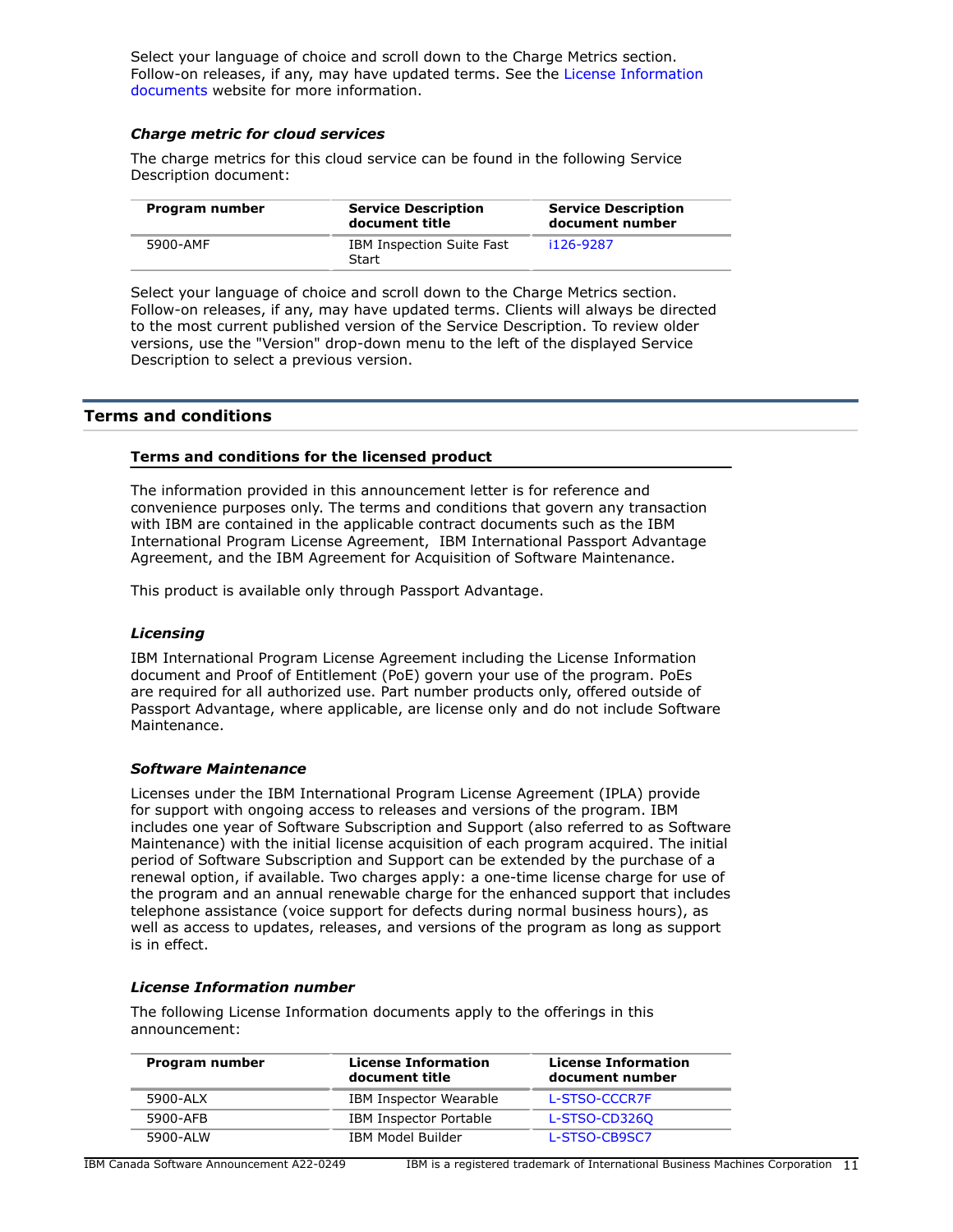Select your language of choice and scroll down to the Charge Metrics section. Follow-on releases, if any, may have updated terms. See the License Information documents website for more information.

### *Charge metric for cloud services*

The charge metrics for this cloud service can be found in the following Service Description document:

| Program number | Service Description document title | Service Description document number |
|---|---|---|
| 5900-AMF | IBM Inspection Suite Fast Start | i126-9287 |

Select your language of choice and scroll down to the Charge Metrics section. Follow-on releases, if any, may have updated terms. Clients will always be directed to the most current published version of the Service Description. To review older versions, use the "Version" drop-down menu to the left of the displayed Service Description to select a previous version.

## Terms and conditions

### Terms and conditions for the licensed product

The information provided in this announcement letter is for reference and convenience purposes only. The terms and conditions that govern any transaction with IBM are contained in the applicable contract documents such as the IBM International Program License Agreement, IBM International Passport Advantage Agreement, and the IBM Agreement for Acquisition of Software Maintenance.

This product is available only through Passport Advantage.

### *Licensing*

IBM International Program License Agreement including the License Information document and Proof of Entitlement (PoE) govern your use of the program. PoEs are required for all authorized use. Part number products only, offered outside of Passport Advantage, where applicable, are license only and do not include Software Maintenance.

### *Software Maintenance*

Licenses under the IBM International Program License Agreement (IPLA) provide for support with ongoing access to releases and versions of the program. IBM includes one year of Software Subscription and Support (also referred to as Software Maintenance) with the initial license acquisition of each program acquired. The initial period of Software Subscription and Support can be extended by the purchase of a renewal option, if available. Two charges apply: a one-time license charge for use of the program and an annual renewable charge for the enhanced support that includes telephone assistance (voice support for defects during normal business hours), as well as access to updates, releases, and versions of the program as long as support is in effect.

### *License Information number*

The following License Information documents apply to the offerings in this announcement:

| Program number | License Information document title | License Information document number |
|---|---|---|
| 5900-ALX | IBM Inspector Wearable | L-STSO-CCCR7F |
| 5900-AFB | IBM Inspector Portable | L-STSO-CD326Q |
| 5900-ALW | IBM Model Builder | L-STSO-CB9SC7 |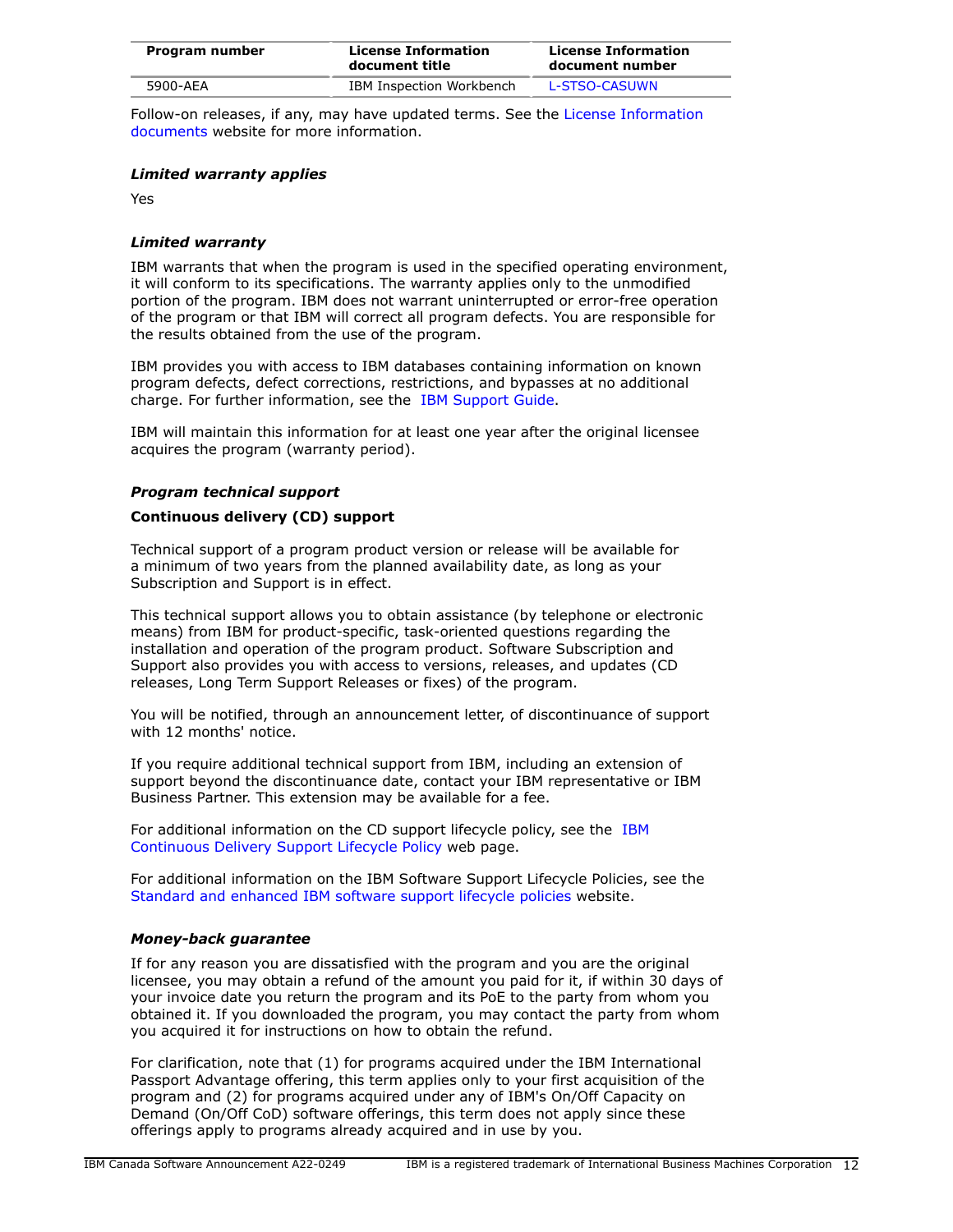| Program number | License Information document title | License Information document number |
| --- | --- | --- |
| 5900-AEA | IBM Inspection Workbench | L-STSO-CASUWN |

Follow-on releases, if any, may have updated terms. See the License Information documents website for more information.

***Limited warranty applies***

Yes

***Limited warranty***

IBM warrants that when the program is used in the specified operating environment, it will conform to its specifications. The warranty applies only to the unmodified portion of the program. IBM does not warrant uninterrupted or error-free operation of the program or that IBM will correct all program defects. You are responsible for the results obtained from the use of the program.

IBM provides you with access to IBM databases containing information on known program defects, defect corrections, restrictions, and bypasses at no additional charge. For further information, see the IBM Support Guide.

IBM will maintain this information for at least one year after the original licensee acquires the program (warranty period).

***Program technical support***

**Continuous delivery (CD) support**

Technical support of a program product version or release will be available for a minimum of two years from the planned availability date, as long as your Subscription and Support is in effect.

This technical support allows you to obtain assistance (by telephone or electronic means) from IBM for product-specific, task-oriented questions regarding the installation and operation of the program product. Software Subscription and Support also provides you with access to versions, releases, and updates (CD releases, Long Term Support Releases or fixes) of the program.

You will be notified, through an announcement letter, of discontinuance of support with 12 months' notice.

If you require additional technical support from IBM, including an extension of support beyond the discontinuance date, contact your IBM representative or IBM Business Partner. This extension may be available for a fee.

For additional information on the CD support lifecycle policy, see the IBM Continuous Delivery Support Lifecycle Policy web page.

For additional information on the IBM Software Support Lifecycle Policies, see the Standard and enhanced IBM software support lifecycle policies website.

***Money-back guarantee***

If for any reason you are dissatisfied with the program and you are the original licensee, you may obtain a refund of the amount you paid for it, if within 30 days of your invoice date you return the program and its PoE to the party from whom you obtained it. If you downloaded the program, you may contact the party from whom you acquired it for instructions on how to obtain the refund.

For clarification, note that (1) for programs acquired under the IBM International Passport Advantage offering, this term applies only to your first acquisition of the program and (2) for programs acquired under any of IBM's On/Off Capacity on Demand (On/Off CoD) software offerings, this term does not apply since these offerings apply to programs already acquired and in use by you.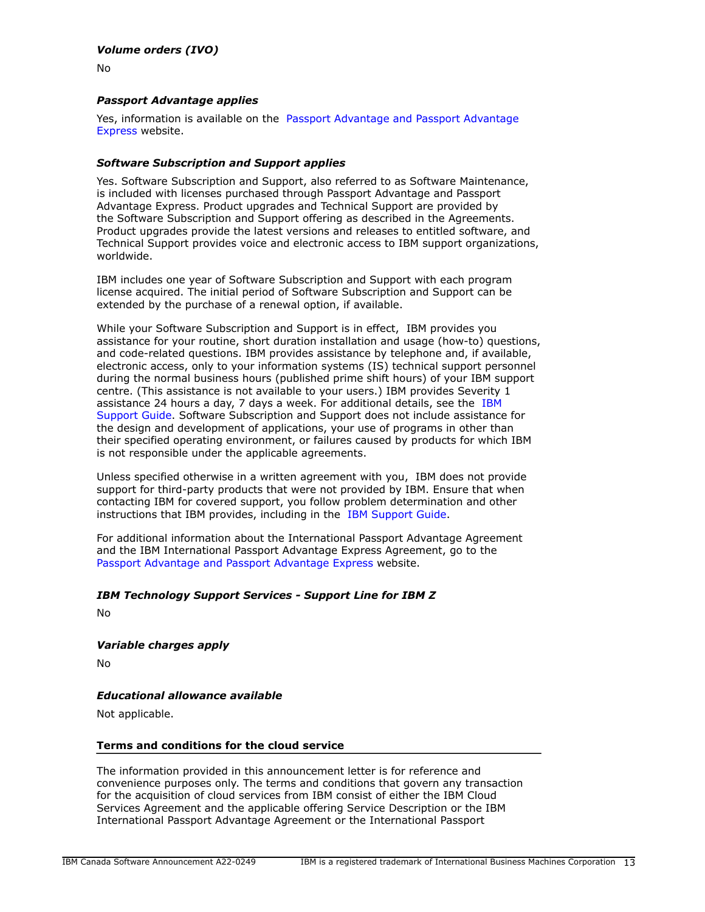*Volume orders (IVO)*

No

*Passport Advantage applies*

Yes, information is available on the Passport Advantage and Passport Advantage Express website.

*Software Subscription and Support applies*

Yes. Software Subscription and Support, also referred to as Software Maintenance, is included with licenses purchased through Passport Advantage and Passport Advantage Express. Product upgrades and Technical Support are provided by the Software Subscription and Support offering as described in the Agreements. Product upgrades provide the latest versions and releases to entitled software, and Technical Support provides voice and electronic access to IBM support organizations, worldwide.

IBM includes one year of Software Subscription and Support with each program license acquired. The initial period of Software Subscription and Support can be extended by the purchase of a renewal option, if available.

While your Software Subscription and Support is in effect, IBM provides you assistance for your routine, short duration installation and usage (how-to) questions, and code-related questions. IBM provides assistance by telephone and, if available, electronic access, only to your information systems (IS) technical support personnel during the normal business hours (published prime shift hours) of your IBM support centre. (This assistance is not available to your users.) IBM provides Severity 1 assistance 24 hours a day, 7 days a week. For additional details, see the IBM Support Guide. Software Subscription and Support does not include assistance for the design and development of applications, your use of programs in other than their specified operating environment, or failures caused by products for which IBM is not responsible under the applicable agreements.

Unless specified otherwise in a written agreement with you, IBM does not provide support for third-party products that were not provided by IBM. Ensure that when contacting IBM for covered support, you follow problem determination and other instructions that IBM provides, including in the IBM Support Guide.

For additional information about the International Passport Advantage Agreement and the IBM International Passport Advantage Express Agreement, go to the Passport Advantage and Passport Advantage Express website.

*IBM Technology Support Services - Support Line for IBM Z*

No

*Variable charges apply*

No

*Educational allowance available*

Not applicable.

## Terms and conditions for the cloud service

The information provided in this announcement letter is for reference and convenience purposes only. The terms and conditions that govern any transaction for the acquisition of cloud services from IBM consist of either the IBM Cloud Services Agreement and the applicable offering Service Description or the IBM International Passport Advantage Agreement or the International Passport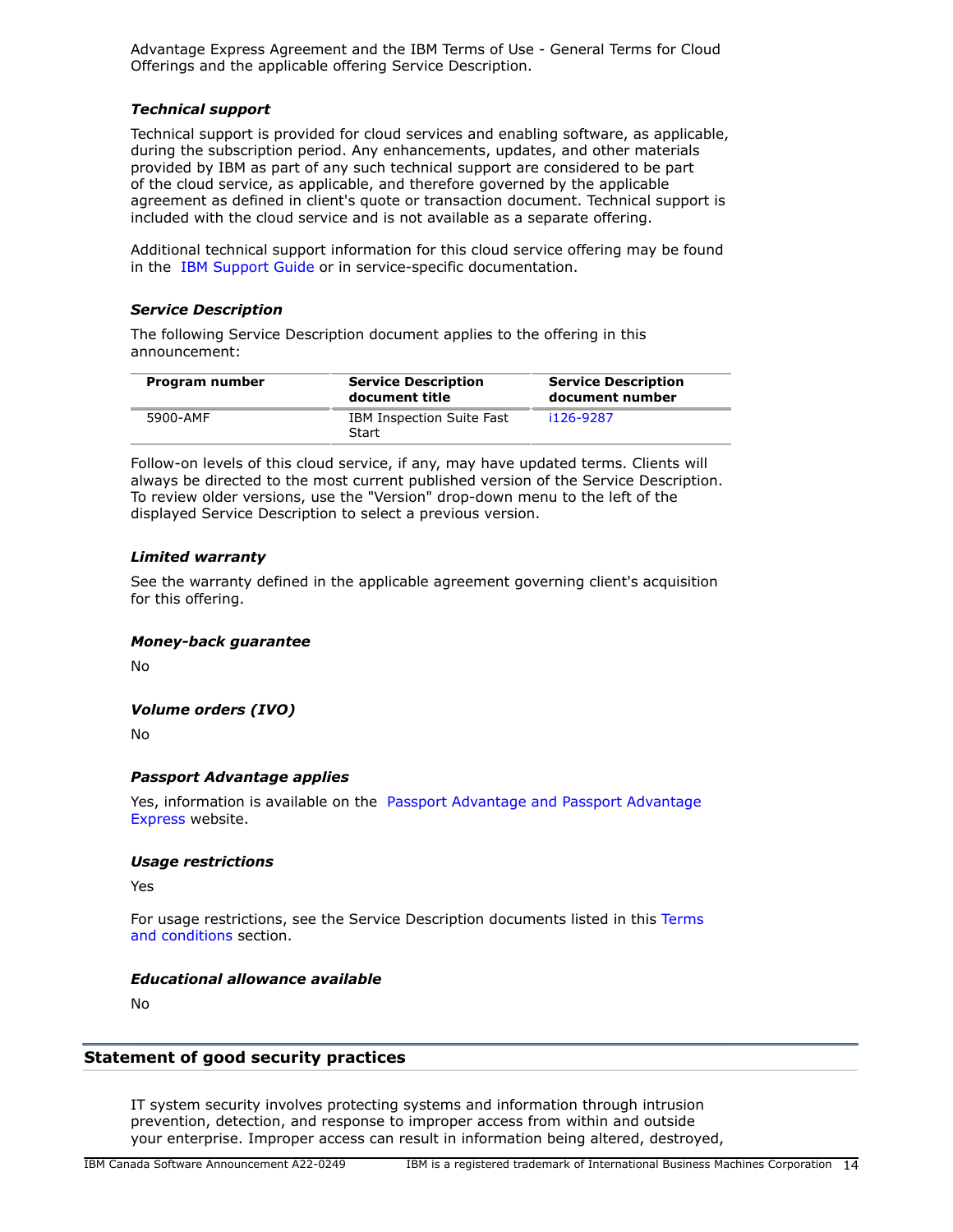Advantage Express Agreement and the IBM Terms of Use - General Terms for Cloud Offerings and the applicable offering Service Description.

### *Technical support*

Technical support is provided for cloud services and enabling software, as applicable, during the subscription period. Any enhancements, updates, and other materials provided by IBM as part of any such technical support are considered to be part of the cloud service, as applicable, and therefore governed by the applicable agreement as defined in client's quote or transaction document. Technical support is included with the cloud service and is not available as a separate offering.

Additional technical support information for this cloud service offering may be found in the IBM Support Guide or in service-specific documentation.

### *Service Description*

The following Service Description document applies to the offering in this announcement:

| Program number | Service Description document title | Service Description document number |
|---|---|---|
| 5900-AMF | IBM Inspection Suite Fast Start | i126-9287 |

Follow-on levels of this cloud service, if any, may have updated terms. Clients will always be directed to the most current published version of the Service Description. To review older versions, use the "Version" drop-down menu to the left of the displayed Service Description to select a previous version.

### *Limited warranty*

See the warranty defined in the applicable agreement governing client's acquisition for this offering.

### *Money-back guarantee*

No

### *Volume orders (IVO)*

No

### *Passport Advantage applies*

Yes, information is available on the Passport Advantage and Passport Advantage Express website.

### *Usage restrictions*

Yes

For usage restrictions, see the Service Description documents listed in this Terms and conditions section.

### *Educational allowance available*

No

## Statement of good security practices

IT system security involves protecting systems and information through intrusion prevention, detection, and response to improper access from within and outside your enterprise. Improper access can result in information being altered, destroyed,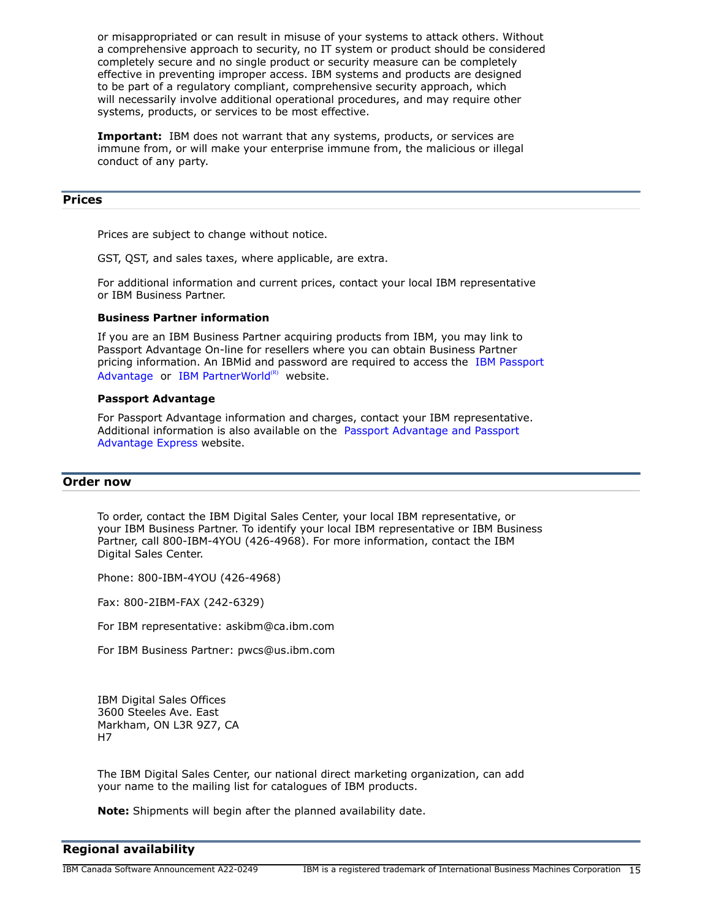or misappropriated or can result in misuse of your systems to attack others. Without a comprehensive approach to security, no IT system or product should be considered completely secure and no single product or security measure can be completely effective in preventing improper access. IBM systems and products are designed to be part of a regulatory compliant, comprehensive security approach, which will necessarily involve additional operational procedures, and may require other systems, products, or services to be most effective.

**Important:** IBM does not warrant that any systems, products, or services are immune from, or will make your enterprise immune from, the malicious or illegal conduct of any party.

## Prices

Prices are subject to change without notice.

GST, QST, and sales taxes, where applicable, are extra.

For additional information and current prices, contact your local IBM representative or IBM Business Partner.

**Business Partner information**

If you are an IBM Business Partner acquiring products from IBM, you may link to Passport Advantage On-line for resellers where you can obtain Business Partner pricing information. An IBMid and password are required to access the IBM Passport Advantage or IBM PartnerWorld(R) website.

**Passport Advantage**

For Passport Advantage information and charges, contact your IBM representative. Additional information is also available on the Passport Advantage and Passport Advantage Express website.

## Order now

To order, contact the IBM Digital Sales Center, your local IBM representative, or your IBM Business Partner. To identify your local IBM representative or IBM Business Partner, call 800-IBM-4YOU (426-4968). For more information, contact the IBM Digital Sales Center.

Phone: 800-IBM-4YOU (426-4968)

Fax: 800-2IBM-FAX (242-6329)

For IBM representative: askibm@ca.ibm.com

For IBM Business Partner: pwcs@us.ibm.com

IBM Digital Sales Offices
3600 Steeles Ave. East
Markham, ON L3R 9Z7, CA
H7

The IBM Digital Sales Center, our national direct marketing organization, can add your name to the mailing list for catalogues of IBM products.

**Note:** Shipments will begin after the planned availability date.

## Regional availability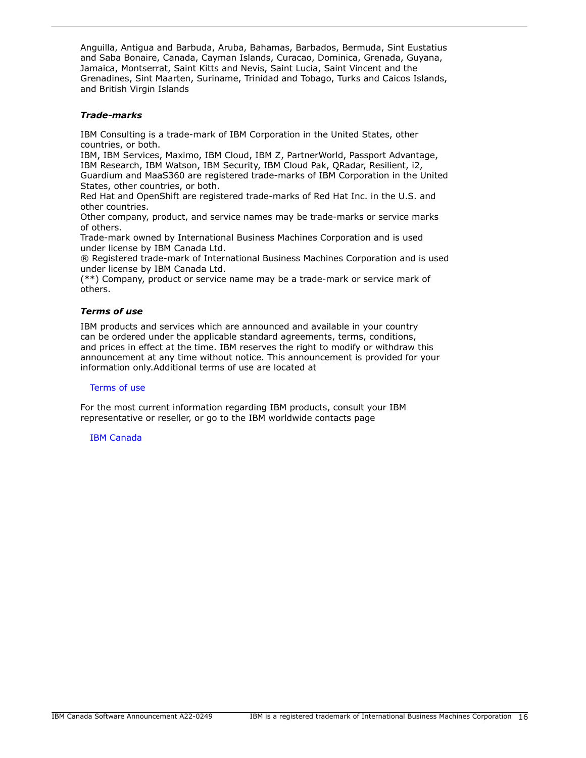Anguilla, Antigua and Barbuda, Aruba, Bahamas, Barbados, Bermuda, Sint Eustatius and Saba Bonaire, Canada, Cayman Islands, Curacao, Dominica, Grenada, Guyana, Jamaica, Montserrat, Saint Kitts and Nevis, Saint Lucia, Saint Vincent and the Grenadines, Sint Maarten, Suriname, Trinidad and Tobago, Turks and Caicos Islands, and British Virgin Islands

### *Trade-marks*

IBM Consulting is a trade-mark of IBM Corporation in the United States, other countries, or both.
IBM, IBM Services, Maximo, IBM Cloud, IBM Z, PartnerWorld, Passport Advantage, IBM Research, IBM Watson, IBM Security, IBM Cloud Pak, QRadar, Resilient, i2, Guardium and MaaS360 are registered trade-marks of IBM Corporation in the United States, other countries, or both.
Red Hat and OpenShift are registered trade-marks of Red Hat Inc. in the U.S. and other countries.
Other company, product, and service names may be trade-marks or service marks of others.
Trade-mark owned by International Business Machines Corporation and is used under license by IBM Canada Ltd.
® Registered trade-mark of International Business Machines Corporation and is used under license by IBM Canada Ltd.
(**) Company, product or service name may be a trade-mark or service mark of others.

### *Terms of use*

IBM products and services which are announced and available in your country can be ordered under the applicable standard agreements, terms, conditions, and prices in effect at the time. IBM reserves the right to modify or withdraw this announcement at any time without notice. This announcement is provided for your information only.Additional terms of use are located at

Terms of use

For the most current information regarding IBM products, consult your IBM representative or reseller, or go to the IBM worldwide contacts page

IBM Canada